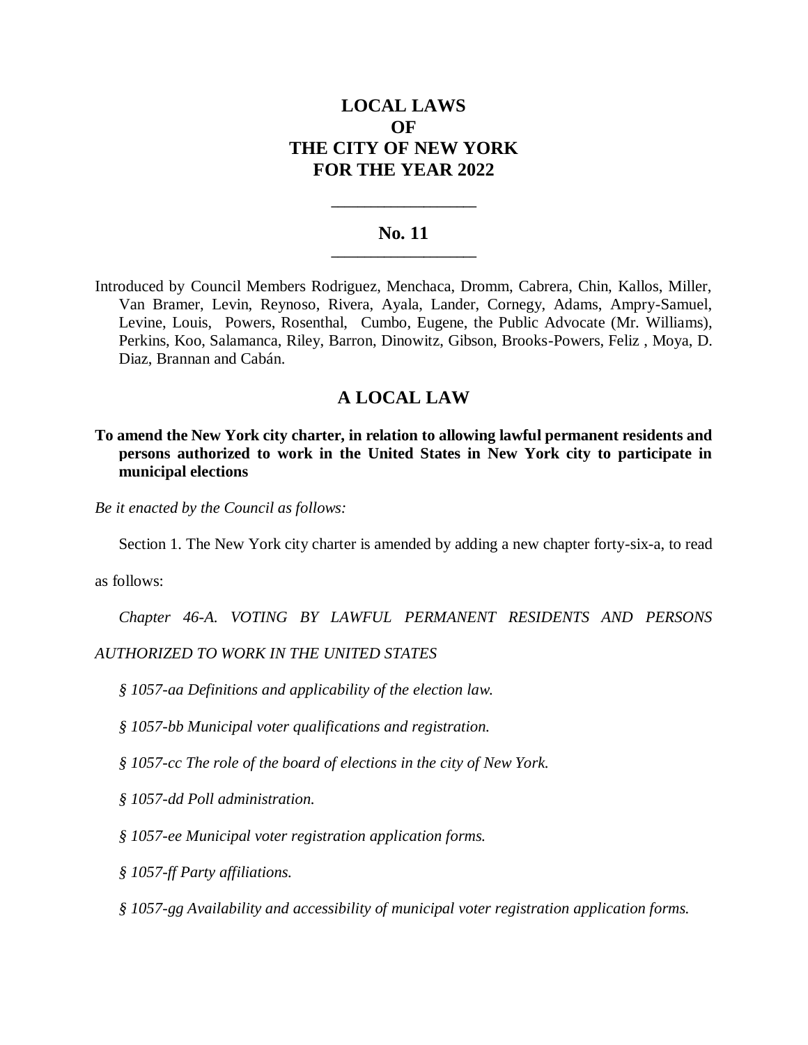# LOCAL LAWS
# OF
# THE CITY OF NEW YORK
# FOR THE YEAR 2022

---

## No. 11

---

Introduced by Council Members Rodriguez, Menchaca, Dromm, Cabrera, Chin, Kallos, Miller, Van Bramer, Levin, Reynoso, Rivera, Ayala, Lander, Cornegy, Adams, Ampry-Samuel, Levine, Louis, Powers, Rosenthal, Cumbo, Eugene, the Public Advocate (Mr. Williams), Perkins, Koo, Salamanca, Riley, Barron, Dinowitz, Gibson, Brooks-Powers, Feliz , Moya, D. Diaz, Brannan and Cabán.

## A LOCAL LAW

**To amend the New York city charter, in relation to allowing lawful permanent residents and persons authorized to work in the United States in New York city to participate in municipal elections**

*Be it enacted by the Council as follows:*

Section 1. The New York city charter is amended by adding a new chapter forty-six-a, to read as follows:

*Chapter 46-A. VOTING BY LAWFUL PERMANENT RESIDENTS AND PERSONS AUTHORIZED TO WORK IN THE UNITED STATES*

*§ 1057-aa Definitions and applicability of the election law.*

*§ 1057-bb Municipal voter qualifications and registration.*

*§ 1057-cc The role of the board of elections in the city of New York.*

*§ 1057-dd Poll administration.*

*§ 1057-ee Municipal voter registration application forms.*

*§ 1057-ff Party affiliations.*

*§ 1057-gg Availability and accessibility of municipal voter registration application forms.*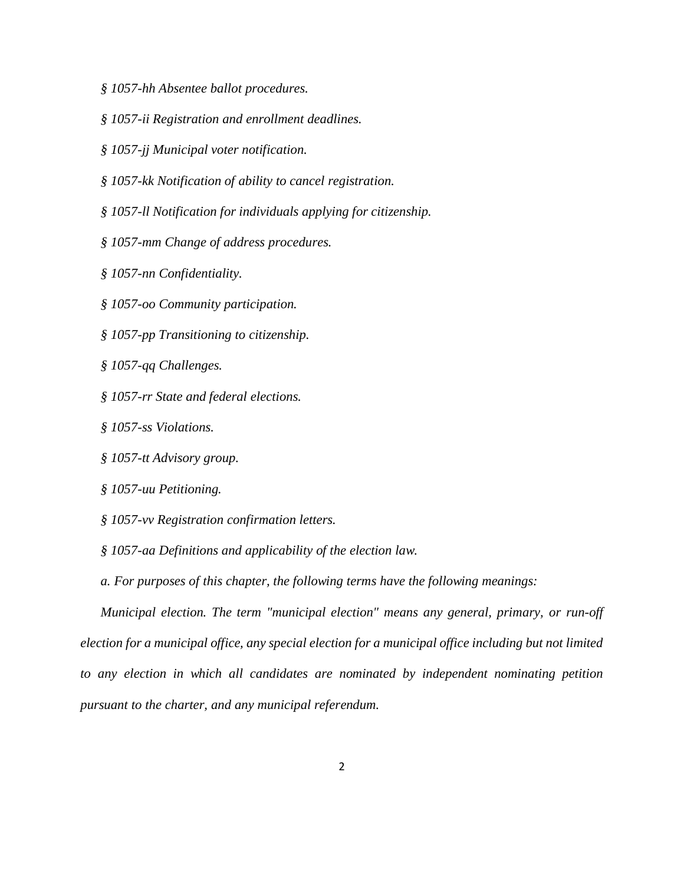*§ 1057-hh Absentee ballot procedures.*

*§ 1057-ii Registration and enrollment deadlines.*

*§ 1057-jj Municipal voter notification.*

*§ 1057-kk Notification of ability to cancel registration.*

*§ 1057-ll Notification for individuals applying for citizenship.*

*§ 1057-mm Change of address procedures.*

*§ 1057-nn Confidentiality.*

*§ 1057-oo Community participation.*

*§ 1057-pp Transitioning to citizenship.*

*§ 1057-qq Challenges.*

*§ 1057-rr State and federal elections.*

*§ 1057-ss Violations.*

*§ 1057-tt Advisory group.*

*§ 1057-uu Petitioning.*

*§ 1057-vv Registration confirmation letters.*

*§ 1057-aa Definitions and applicability of the election law.*

*a. For purposes of this chapter, the following terms have the following meanings:*

*Municipal election. The term "municipal election" means any general, primary, or run-off election for a municipal office, any special election for a municipal office including but not limited to any election in which all candidates are nominated by independent nominating petition pursuant to the charter, and any municipal referendum.*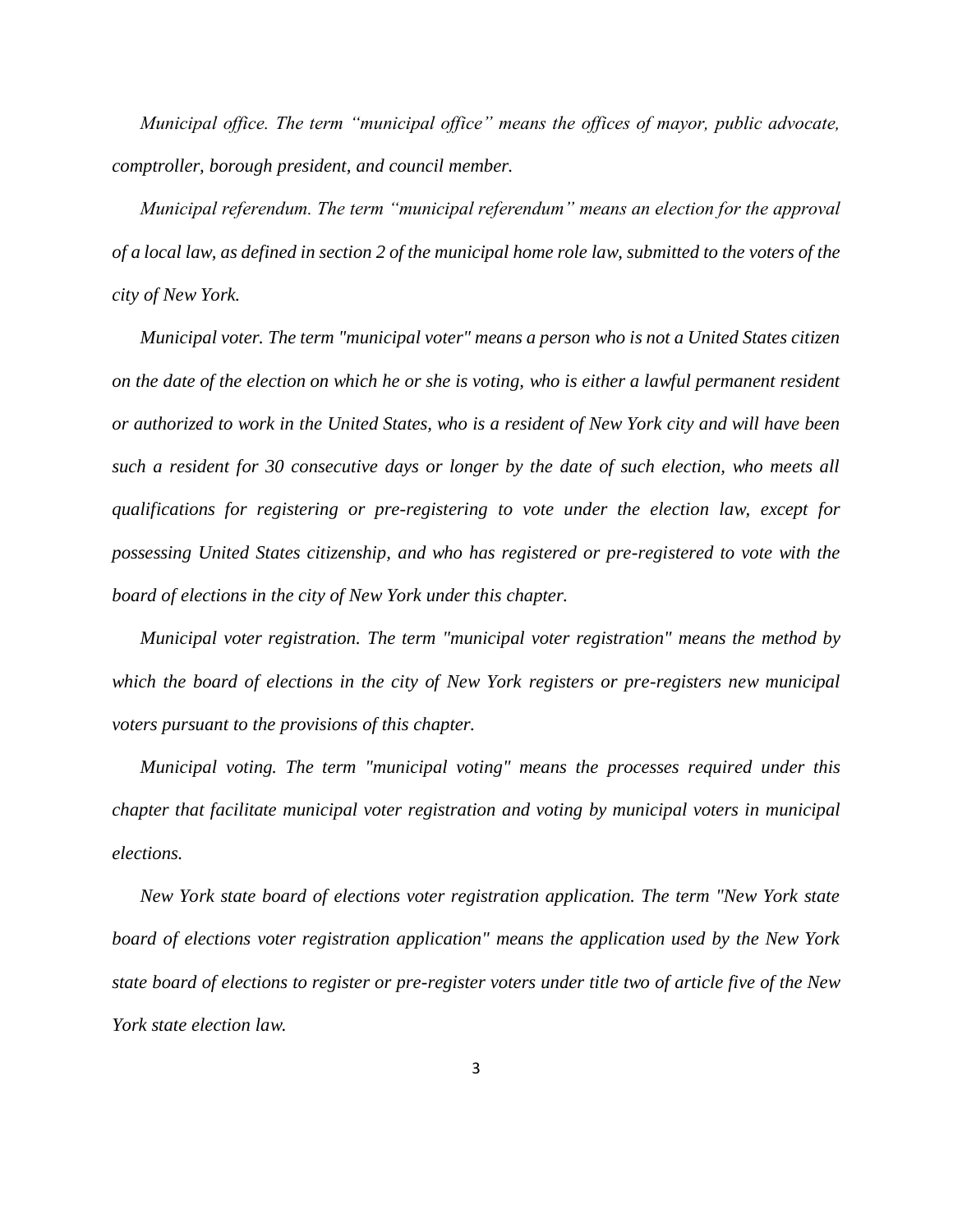*Municipal office. The term "municipal office" means the offices of mayor, public advocate, comptroller, borough president, and council member.*

*Municipal referendum. The term "municipal referendum" means an election for the approval of a local law, as defined in section 2 of the municipal home role law, submitted to the voters of the city of New York.*

*Municipal voter. The term "municipal voter" means a person who is not a United States citizen on the date of the election on which he or she is voting, who is either a lawful permanent resident or authorized to work in the United States, who is a resident of New York city and will have been such a resident for 30 consecutive days or longer by the date of such election, who meets all qualifications for registering or pre-registering to vote under the election law, except for possessing United States citizenship, and who has registered or pre-registered to vote with the board of elections in the city of New York under this chapter.*

*Municipal voter registration. The term "municipal voter registration" means the method by which the board of elections in the city of New York registers or pre-registers new municipal voters pursuant to the provisions of this chapter.*

*Municipal voting. The term "municipal voting" means the processes required under this chapter that facilitate municipal voter registration and voting by municipal voters in municipal elections.*

*New York state board of elections voter registration application. The term "New York state board of elections voter registration application" means the application used by the New York state board of elections to register or pre-register voters under title two of article five of the New York state election law.*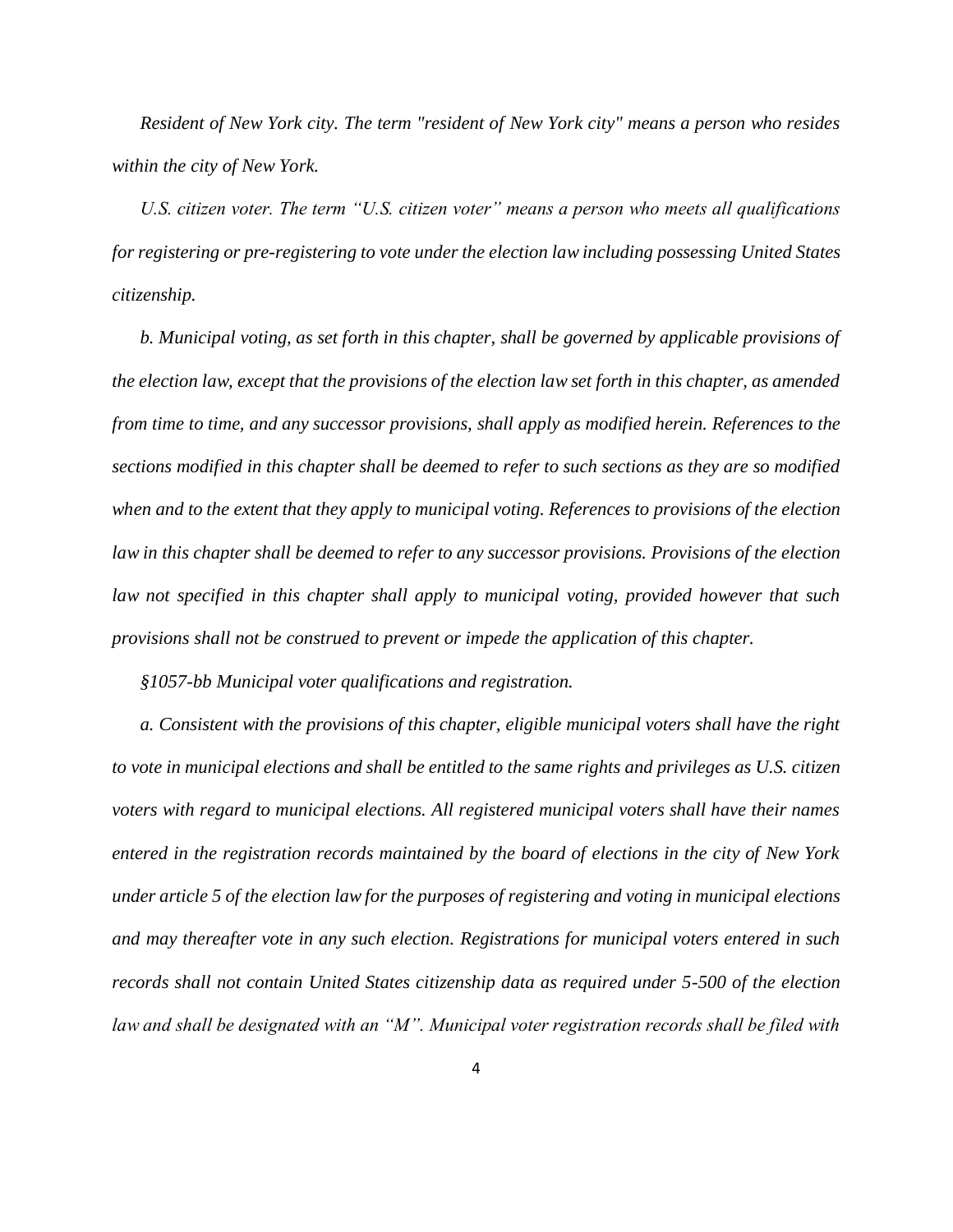*Resident of New York city. The term "resident of New York city" means a person who resides within the city of New York.*

*U.S. citizen voter. The term "U.S. citizen voter" means a person who meets all qualifications for registering or pre-registering to vote under the election law including possessing United States citizenship.*

*b. Municipal voting, as set forth in this chapter, shall be governed by applicable provisions of the election law, except that the provisions of the election law set forth in this chapter, as amended from time to time, and any successor provisions, shall apply as modified herein. References to the sections modified in this chapter shall be deemed to refer to such sections as they are so modified when and to the extent that they apply to municipal voting. References to provisions of the election law in this chapter shall be deemed to refer to any successor provisions. Provisions of the election law not specified in this chapter shall apply to municipal voting, provided however that such provisions shall not be construed to prevent or impede the application of this chapter.*

*§1057-bb Municipal voter qualifications and registration.*

*a. Consistent with the provisions of this chapter, eligible municipal voters shall have the right to vote in municipal elections and shall be entitled to the same rights and privileges as U.S. citizen voters with regard to municipal elections. All registered municipal voters shall have their names entered in the registration records maintained by the board of elections in the city of New York under article 5 of the election law for the purposes of registering and voting in municipal elections and may thereafter vote in any such election. Registrations for municipal voters entered in such records shall not contain United States citizenship data as required under 5-500 of the election law and shall be designated with an "M". Municipal voter registration records shall be filed with*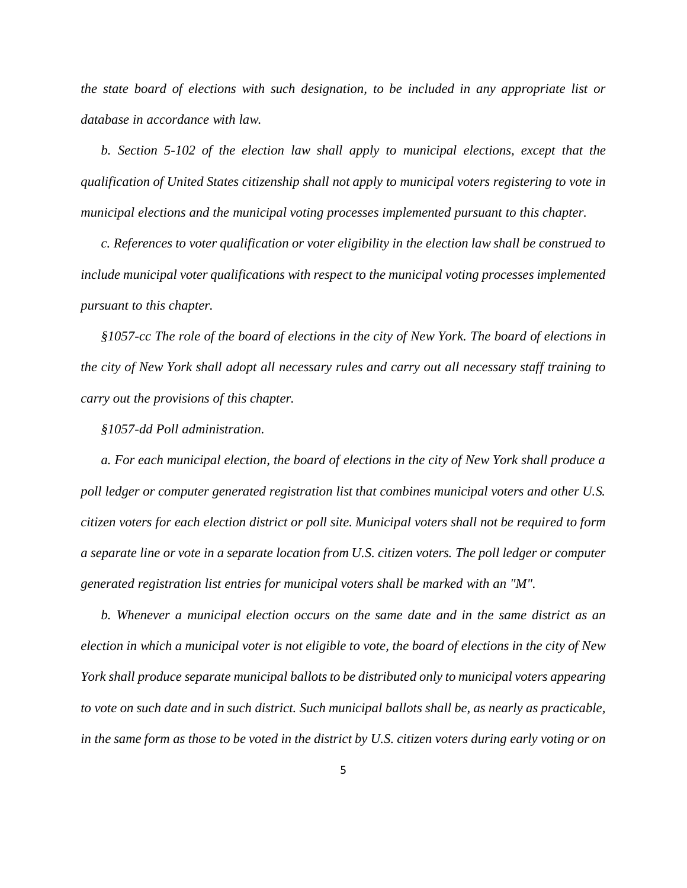*the state board of elections with such designation, to be included in any appropriate list or database in accordance with law.*

*b. Section 5-102 of the election law shall apply to municipal elections, except that the qualification of United States citizenship shall not apply to municipal voters registering to vote in municipal elections and the municipal voting processes implemented pursuant to this chapter.*

*c. References to voter qualification or voter eligibility in the election law shall be construed to include municipal voter qualifications with respect to the municipal voting processes implemented pursuant to this chapter.*

*§1057-cc The role of the board of elections in the city of New York. The board of elections in the city of New York shall adopt all necessary rules and carry out all necessary staff training to carry out the provisions of this chapter.*

*§1057-dd Poll administration.*

*a. For each municipal election, the board of elections in the city of New York shall produce a poll ledger or computer generated registration list that combines municipal voters and other U.S. citizen voters for each election district or poll site. Municipal voters shall not be required to form a separate line or vote in a separate location from U.S. citizen voters. The poll ledger or computer generated registration list entries for municipal voters shall be marked with an "M".*

*b. Whenever a municipal election occurs on the same date and in the same district as an election in which a municipal voter is not eligible to vote, the board of elections in the city of New York shall produce separate municipal ballots to be distributed only to municipal voters appearing to vote on such date and in such district. Such municipal ballots shall be, as nearly as practicable, in the same form as those to be voted in the district by U.S. citizen voters during early voting or on*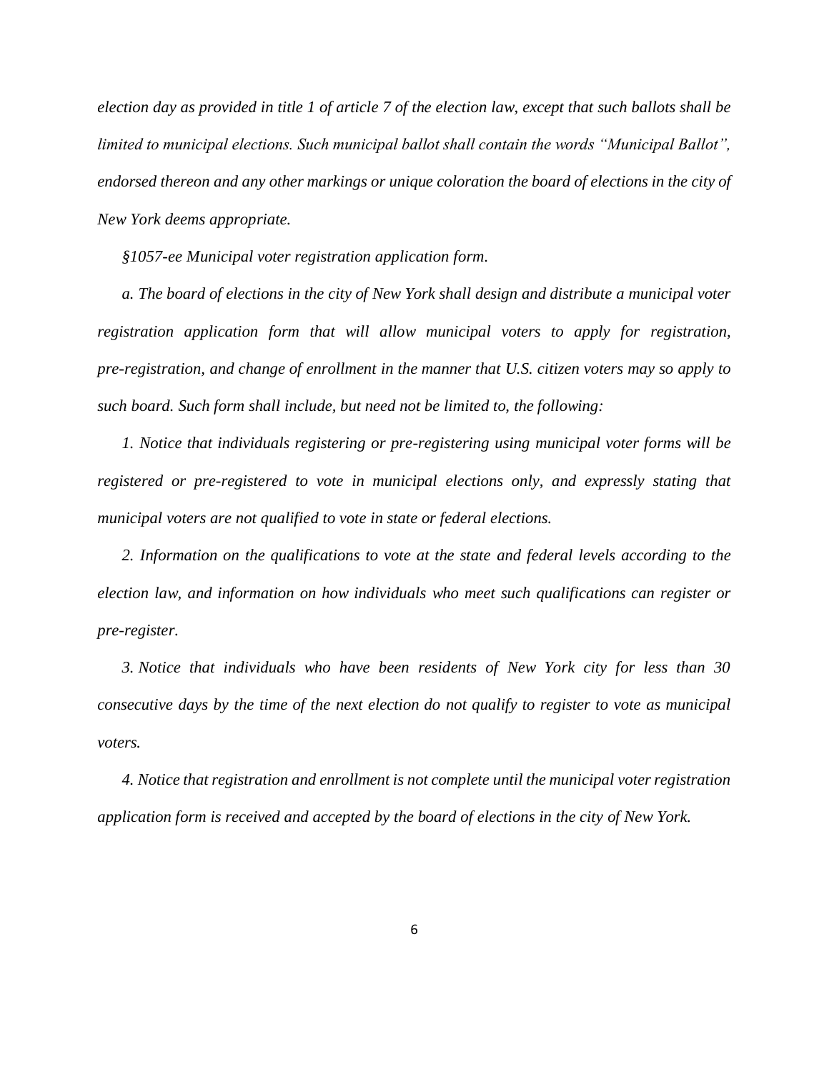*election day as provided in title 1 of article 7 of the election law, except that such ballots shall be limited to municipal elections. Such municipal ballot shall contain the words "Municipal Ballot", endorsed thereon and any other markings or unique coloration the board of elections in the city of New York deems appropriate.*

*§1057-ee Municipal voter registration application form.*

*a. The board of elections in the city of New York shall design and distribute a municipal voter registration application form that will allow municipal voters to apply for registration, pre-registration, and change of enrollment in the manner that U.S. citizen voters may so apply to such board. Such form shall include, but need not be limited to, the following:*

*1. Notice that individuals registering or pre-registering using municipal voter forms will be registered or pre-registered to vote in municipal elections only, and expressly stating that municipal voters are not qualified to vote in state or federal elections.*

*2. Information on the qualifications to vote at the state and federal levels according to the election law, and information on how individuals who meet such qualifications can register or pre-register.*

*3. Notice that individuals who have been residents of New York city for less than 30 consecutive days by the time of the next election do not qualify to register to vote as municipal voters.*

*4. Notice that registration and enrollment is not complete until the municipal voter registration application form is received and accepted by the board of elections in the city of New York.*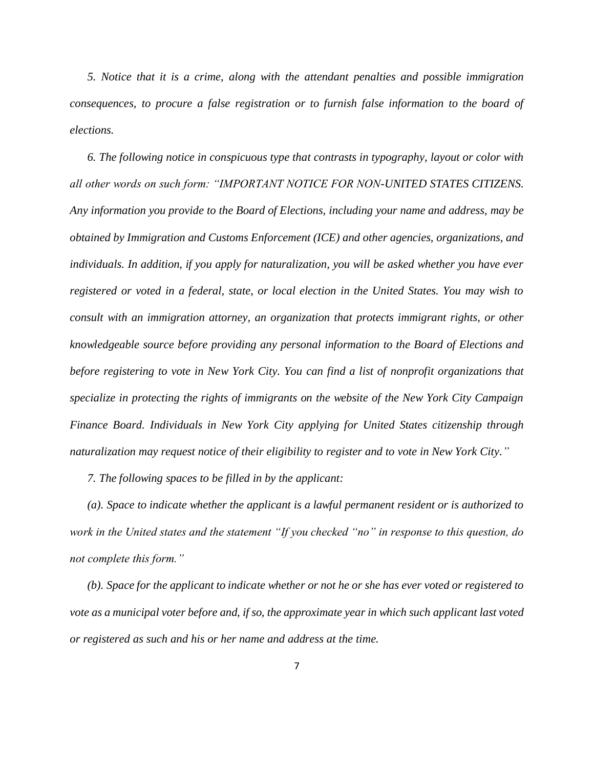*5. Notice that it is a crime, along with the attendant penalties and possible immigration consequences, to procure a false registration or to furnish false information to the board of elections.*

*6. The following notice in conspicuous type that contrasts in typography, layout or color with all other words on such form: "IMPORTANT NOTICE FOR NON-UNITED STATES CITIZENS. Any information you provide to the Board of Elections, including your name and address, may be obtained by Immigration and Customs Enforcement (ICE) and other agencies, organizations, and individuals. In addition, if you apply for naturalization, you will be asked whether you have ever registered or voted in a federal, state, or local election in the United States. You may wish to consult with an immigration attorney, an organization that protects immigrant rights, or other knowledgeable source before providing any personal information to the Board of Elections and before registering to vote in New York City. You can find a list of nonprofit organizations that specialize in protecting the rights of immigrants on the website of the New York City Campaign Finance Board. Individuals in New York City applying for United States citizenship through naturalization may request notice of their eligibility to register and to vote in New York City."*

*7. The following spaces to be filled in by the applicant:*

*(a). Space to indicate whether the applicant is a lawful permanent resident or is authorized to work in the United states and the statement "If you checked "no" in response to this question, do not complete this form."*

*(b). Space for the applicant to indicate whether or not he or she has ever voted or registered to vote as a municipal voter before and, if so, the approximate year in which such applicant last voted or registered as such and his or her name and address at the time.*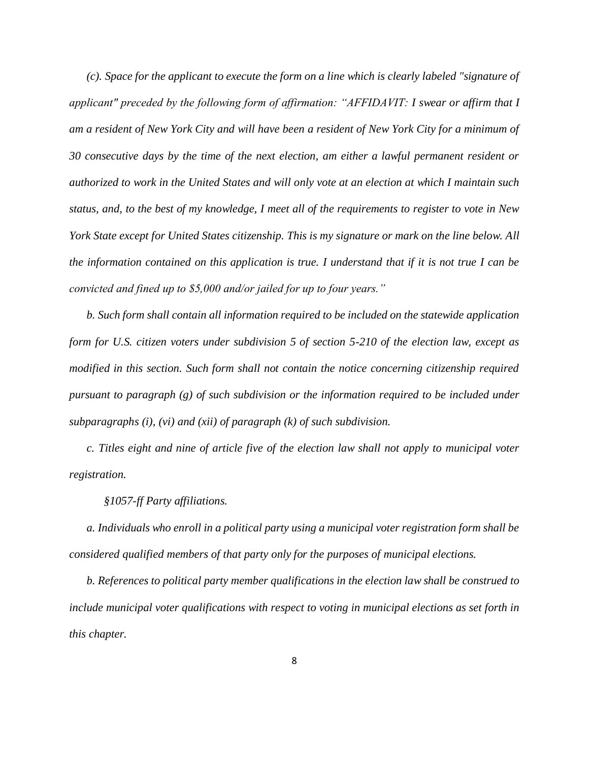*(c). Space for the applicant to execute the form on a line which is clearly labeled "signature of applicant" preceded by the following form of affirmation: "AFFIDAVIT: I swear or affirm that I am a resident of New York City and will have been a resident of New York City for a minimum of 30 consecutive days by the time of the next election, am either a lawful permanent resident or authorized to work in the United States and will only vote at an election at which I maintain such status, and, to the best of my knowledge, I meet all of the requirements to register to vote in New York State except for United States citizenship. This is my signature or mark on the line below. All the information contained on this application is true. I understand that if it is not true I can be convicted and fined up to $5,000 and/or jailed for up to four years."*

*b. Such form shall contain all information required to be included on the statewide application form for U.S. citizen voters under subdivision 5 of section 5-210 of the election law, except as modified in this section. Such form shall not contain the notice concerning citizenship required pursuant to paragraph (g) of such subdivision or the information required to be included under subparagraphs (i), (vi) and (xii) of paragraph (k) of such subdivision.*

*c. Titles eight and nine of article five of the election law shall not apply to municipal voter registration.*

*§1057-ff Party affiliations.*

*a. Individuals who enroll in a political party using a municipal voter registration form shall be considered qualified members of that party only for the purposes of municipal elections.*

*b. References to political party member qualifications in the election law shall be construed to include municipal voter qualifications with respect to voting in municipal elections as set forth in this chapter.*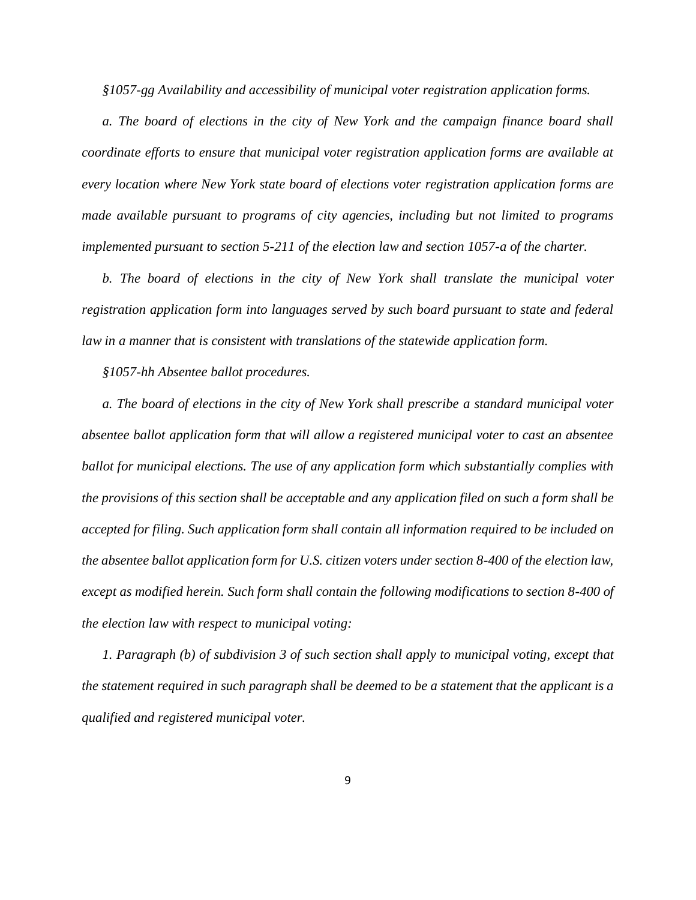*§1057-gg Availability and accessibility of municipal voter registration application forms.*

*a. The board of elections in the city of New York and the campaign finance board shall coordinate efforts to ensure that municipal voter registration application forms are available at every location where New York state board of elections voter registration application forms are made available pursuant to programs of city agencies, including but not limited to programs implemented pursuant to section 5-211 of the election law and section 1057-a of the charter.*

*b. The board of elections in the city of New York shall translate the municipal voter registration application form into languages served by such board pursuant to state and federal law in a manner that is consistent with translations of the statewide application form.*

*§1057-hh Absentee ballot procedures.*

*a. The board of elections in the city of New York shall prescribe a standard municipal voter absentee ballot application form that will allow a registered municipal voter to cast an absentee ballot for municipal elections. The use of any application form which substantially complies with the provisions of this section shall be acceptable and any application filed on such a form shall be accepted for filing. Such application form shall contain all information required to be included on the absentee ballot application form for U.S. citizen voters under section 8-400 of the election law, except as modified herein. Such form shall contain the following modifications to section 8-400 of the election law with respect to municipal voting:*

*1. Paragraph (b) of subdivision 3 of such section shall apply to municipal voting, except that the statement required in such paragraph shall be deemed to be a statement that the applicant is a qualified and registered municipal voter.*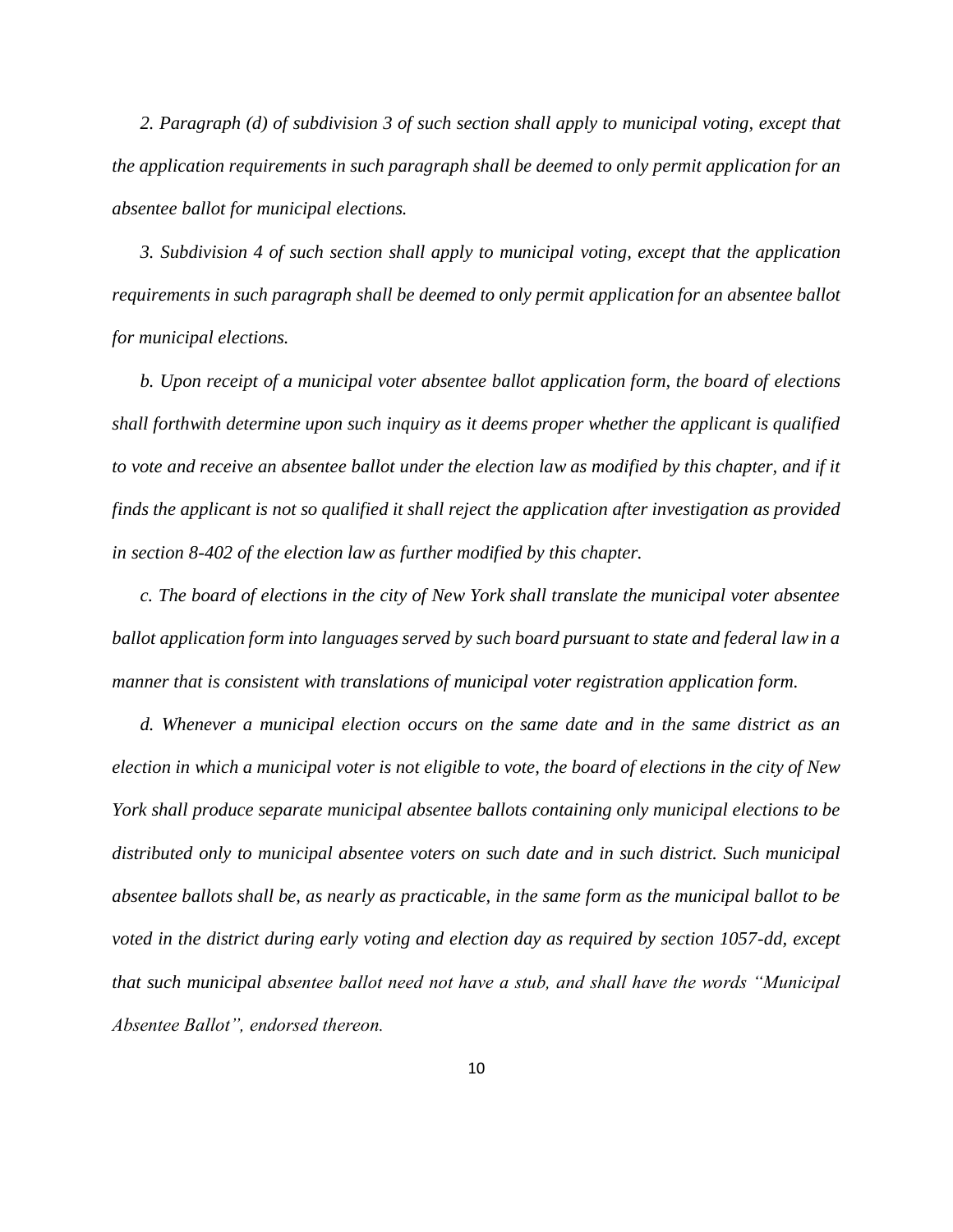*2. Paragraph (d) of subdivision 3 of such section shall apply to municipal voting, except that the application requirements in such paragraph shall be deemed to only permit application for an absentee ballot for municipal elections.*

*3. Subdivision 4 of such section shall apply to municipal voting, except that the application requirements in such paragraph shall be deemed to only permit application for an absentee ballot for municipal elections.*

*b. Upon receipt of a municipal voter absentee ballot application form, the board of elections shall forthwith determine upon such inquiry as it deems proper whether the applicant is qualified to vote and receive an absentee ballot under the election law as modified by this chapter, and if it finds the applicant is not so qualified it shall reject the application after investigation as provided in section 8-402 of the election law as further modified by this chapter.*

*c. The board of elections in the city of New York shall translate the municipal voter absentee ballot application form into languages served by such board pursuant to state and federal law in a manner that is consistent with translations of municipal voter registration application form.*

*d. Whenever a municipal election occurs on the same date and in the same district as an election in which a municipal voter is not eligible to vote, the board of elections in the city of New York shall produce separate municipal absentee ballots containing only municipal elections to be distributed only to municipal absentee voters on such date and in such district. Such municipal absentee ballots shall be, as nearly as practicable, in the same form as the municipal ballot to be voted in the district during early voting and election day as required by section 1057-dd, except that such municipal absentee ballot need not have a stub, and shall have the words "Municipal Absentee Ballot", endorsed thereon.*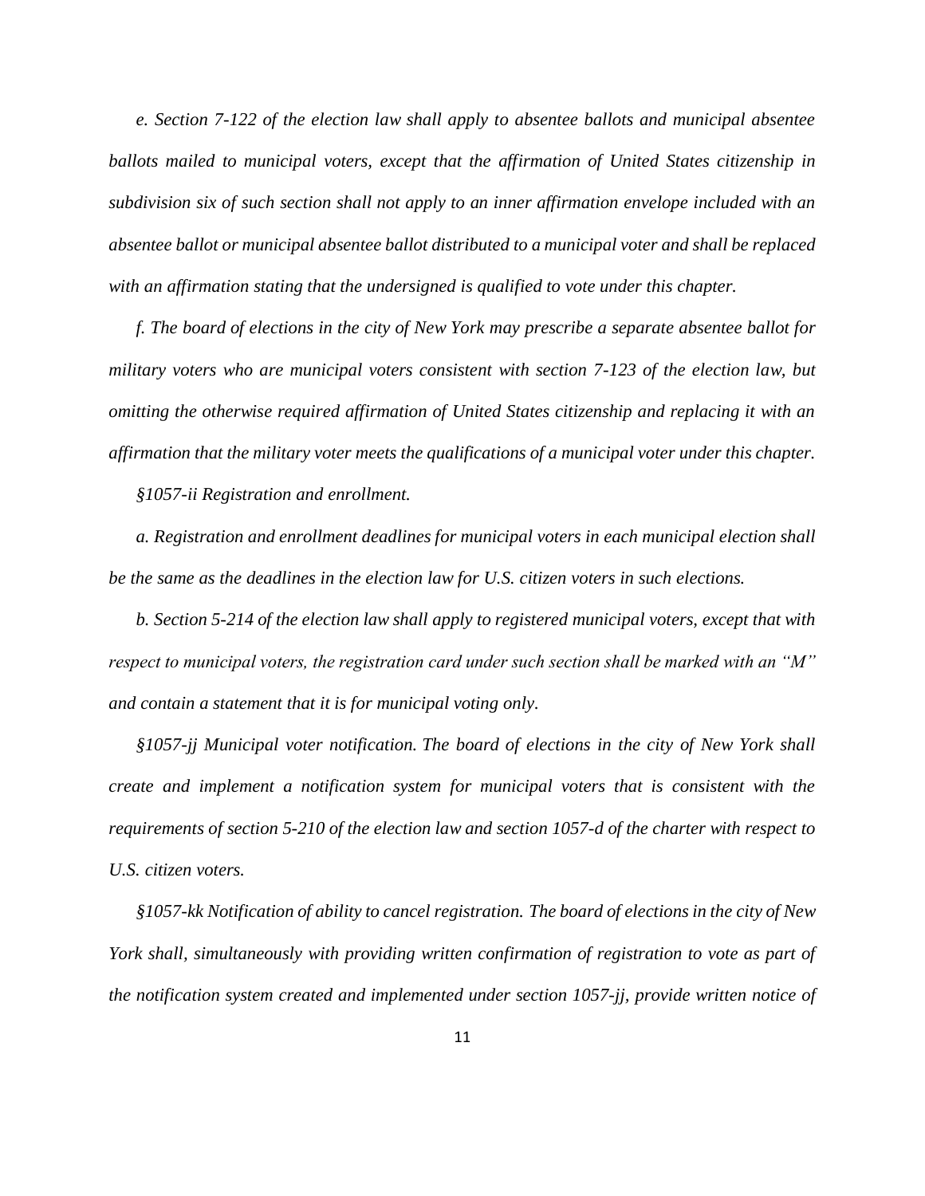*e. Section 7-122 of the election law shall apply to absentee ballots and municipal absentee ballots mailed to municipal voters, except that the affirmation of United States citizenship in subdivision six of such section shall not apply to an inner affirmation envelope included with an absentee ballot or municipal absentee ballot distributed to a municipal voter and shall be replaced with an affirmation stating that the undersigned is qualified to vote under this chapter.*

*f. The board of elections in the city of New York may prescribe a separate absentee ballot for military voters who are municipal voters consistent with section 7-123 of the election law, but omitting the otherwise required affirmation of United States citizenship and replacing it with an affirmation that the military voter meets the qualifications of a municipal voter under this chapter.*

*§1057-ii Registration and enrollment.*

*a. Registration and enrollment deadlines for municipal voters in each municipal election shall be the same as the deadlines in the election law for U.S. citizen voters in such elections.*

*b. Section 5-214 of the election law shall apply to registered municipal voters, except that with respect to municipal voters, the registration card under such section shall be marked with an "M" and contain a statement that it is for municipal voting only.*

*§1057-jj Municipal voter notification. The board of elections in the city of New York shall create and implement a notification system for municipal voters that is consistent with the requirements of section 5-210 of the election law and section 1057-d of the charter with respect to U.S. citizen voters.*

*§1057-kk Notification of ability to cancel registration. The board of elections in the city of New York shall, simultaneously with providing written confirmation of registration to vote as part of the notification system created and implemented under section 1057-jj, provide written notice of*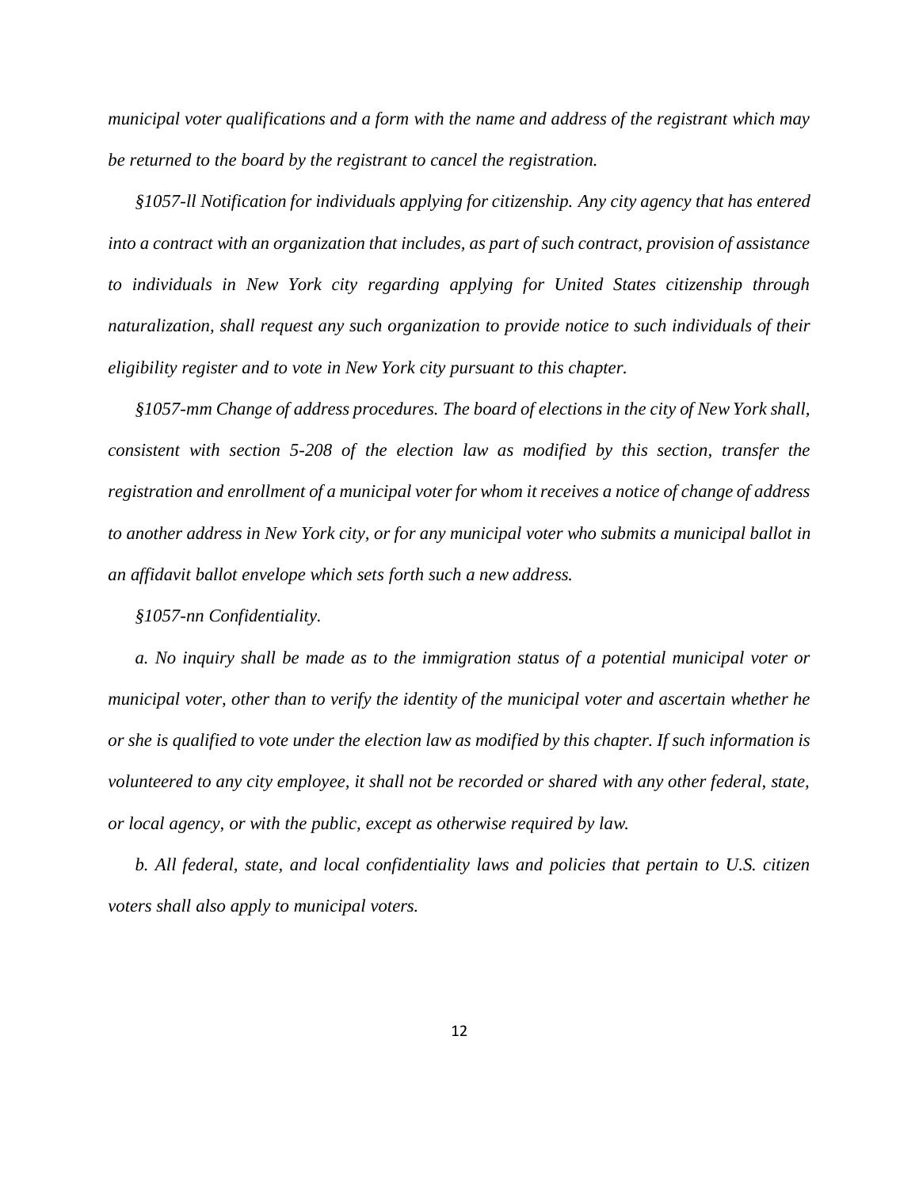*municipal voter qualifications and a form with the name and address of the registrant which may be returned to the board by the registrant to cancel the registration.*

*§1057-ll Notification for individuals applying for citizenship. Any city agency that has entered into a contract with an organization that includes, as part of such contract, provision of assistance to individuals in New York city regarding applying for United States citizenship through naturalization, shall request any such organization to provide notice to such individuals of their eligibility register and to vote in New York city pursuant to this chapter.*

*§1057-mm Change of address procedures. The board of elections in the city of New York shall, consistent with section 5-208 of the election law as modified by this section, transfer the registration and enrollment of a municipal voter for whom it receives a notice of change of address to another address in New York city, or for any municipal voter who submits a municipal ballot in an affidavit ballot envelope which sets forth such a new address.*

*§1057-nn Confidentiality.*

*a. No inquiry shall be made as to the immigration status of a potential municipal voter or municipal voter, other than to verify the identity of the municipal voter and ascertain whether he or she is qualified to vote under the election law as modified by this chapter. If such information is volunteered to any city employee, it shall not be recorded or shared with any other federal, state, or local agency, or with the public, except as otherwise required by law.*

*b. All federal, state, and local confidentiality laws and policies that pertain to U.S. citizen voters shall also apply to municipal voters.*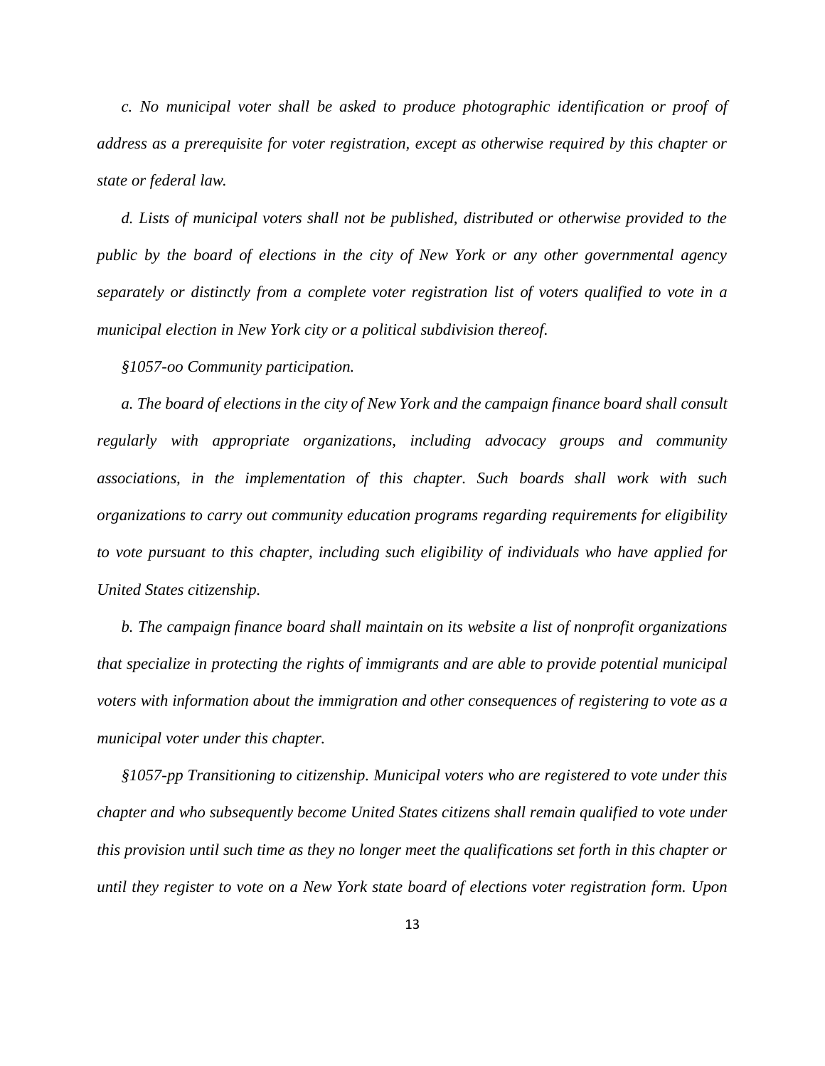*c. No municipal voter shall be asked to produce photographic identification or proof of address as a prerequisite for voter registration, except as otherwise required by this chapter or state or federal law.*

*d. Lists of municipal voters shall not be published, distributed or otherwise provided to the public by the board of elections in the city of New York or any other governmental agency separately or distinctly from a complete voter registration list of voters qualified to vote in a municipal election in New York city or a political subdivision thereof.*

*§1057-oo Community participation.*

*a. The board of elections in the city of New York and the campaign finance board shall consult regularly with appropriate organizations, including advocacy groups and community associations, in the implementation of this chapter. Such boards shall work with such organizations to carry out community education programs regarding requirements for eligibility to vote pursuant to this chapter, including such eligibility of individuals who have applied for United States citizenship.*

*b. The campaign finance board shall maintain on its website a list of nonprofit organizations that specialize in protecting the rights of immigrants and are able to provide potential municipal voters with information about the immigration and other consequences of registering to vote as a municipal voter under this chapter.*

*§1057-pp Transitioning to citizenship. Municipal voters who are registered to vote under this chapter and who subsequently become United States citizens shall remain qualified to vote under this provision until such time as they no longer meet the qualifications set forth in this chapter or until they register to vote on a New York state board of elections voter registration form. Upon*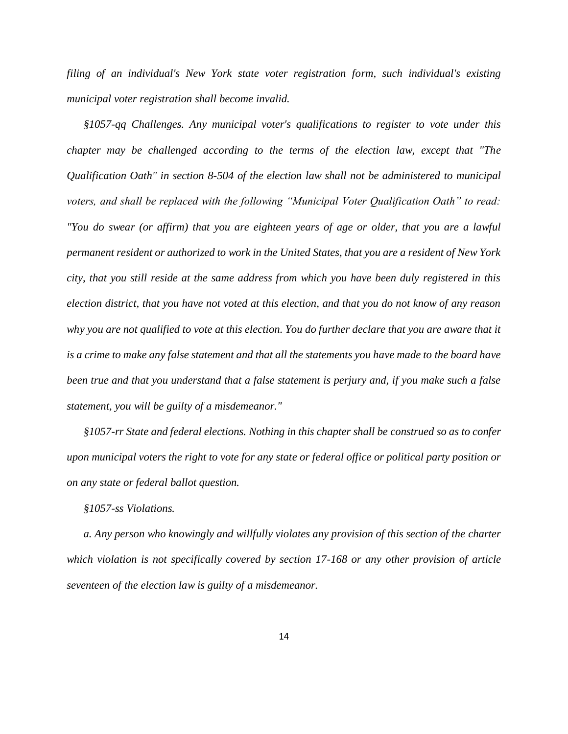*filing of an individual's New York state voter registration form, such individual's existing municipal voter registration shall become invalid.*

*§1057-qq Challenges. Any municipal voter's qualifications to register to vote under this chapter may be challenged according to the terms of the election law, except that "The Qualification Oath" in section 8-504 of the election law shall not be administered to municipal voters, and shall be replaced with the following "Municipal Voter Qualification Oath" to read: "You do swear (or affirm) that you are eighteen years of age or older, that you are a lawful permanent resident or authorized to work in the United States, that you are a resident of New York city, that you still reside at the same address from which you have been duly registered in this election district, that you have not voted at this election, and that you do not know of any reason why you are not qualified to vote at this election. You do further declare that you are aware that it is a crime to make any false statement and that all the statements you have made to the board have been true and that you understand that a false statement is perjury and, if you make such a false statement, you will be guilty of a misdemeanor."*

*§1057-rr State and federal elections. Nothing in this chapter shall be construed so as to confer upon municipal voters the right to vote for any state or federal office or political party position or on any state or federal ballot question.*

*§1057-ss Violations.*

*a. Any person who knowingly and willfully violates any provision of this section of the charter which violation is not specifically covered by section 17-168 or any other provision of article seventeen of the election law is guilty of a misdemeanor.*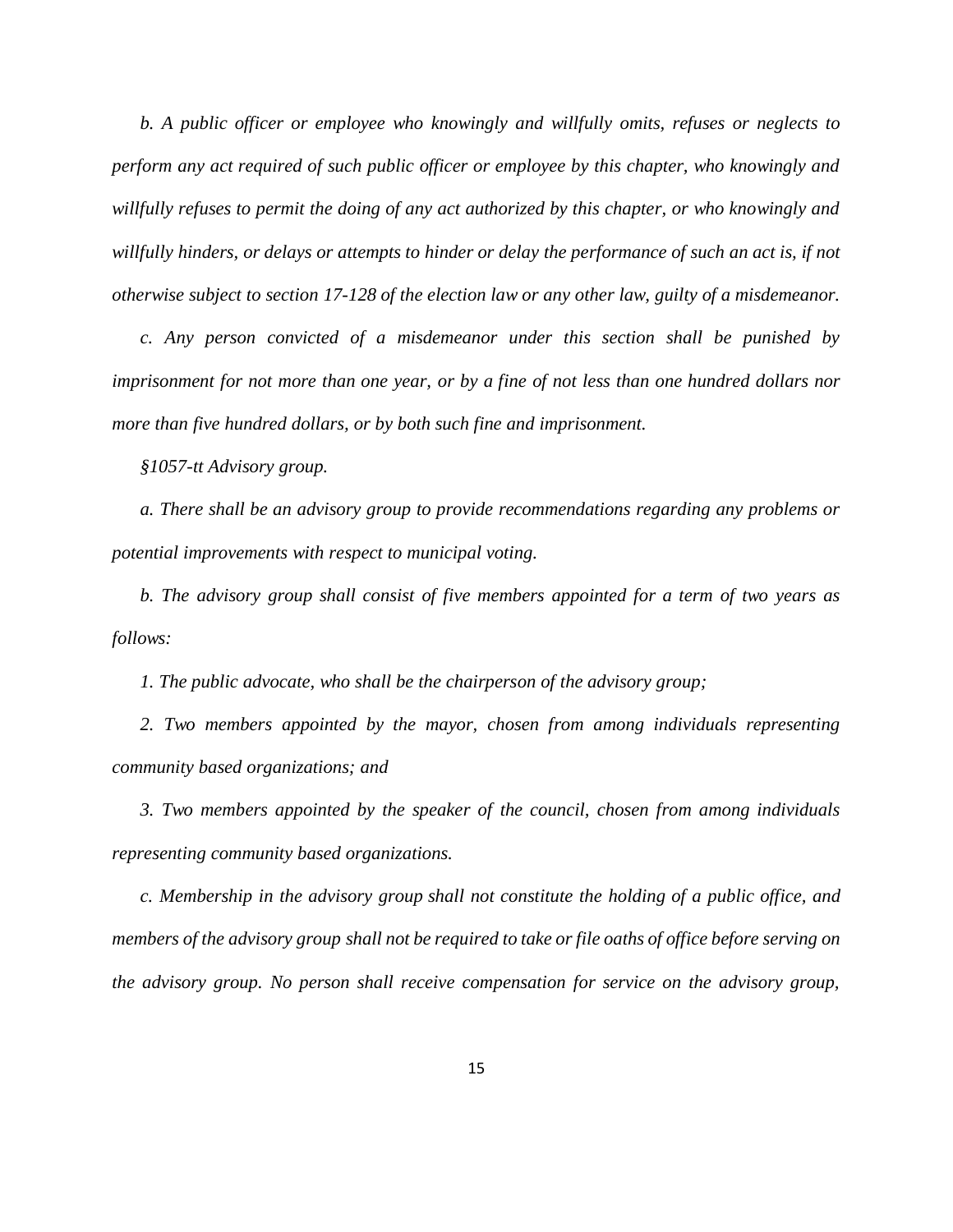*b. A public officer or employee who knowingly and willfully omits, refuses or neglects to perform any act required of such public officer or employee by this chapter, who knowingly and willfully refuses to permit the doing of any act authorized by this chapter, or who knowingly and willfully hinders, or delays or attempts to hinder or delay the performance of such an act is, if not otherwise subject to section 17-128 of the election law or any other law, guilty of a misdemeanor.*

*c. Any person convicted of a misdemeanor under this section shall be punished by imprisonment for not more than one year, or by a fine of not less than one hundred dollars nor more than five hundred dollars, or by both such fine and imprisonment.*

*§1057-tt Advisory group.*

*a. There shall be an advisory group to provide recommendations regarding any problems or potential improvements with respect to municipal voting.*

*b. The advisory group shall consist of five members appointed for a term of two years as follows:*

*1. The public advocate, who shall be the chairperson of the advisory group;*

*2. Two members appointed by the mayor, chosen from among individuals representing community based organizations; and*

*3. Two members appointed by the speaker of the council, chosen from among individuals representing community based organizations.*

*c. Membership in the advisory group shall not constitute the holding of a public office, and members of the advisory group shall not be required to take or file oaths of office before serving on the advisory group. No person shall receive compensation for service on the advisory group,*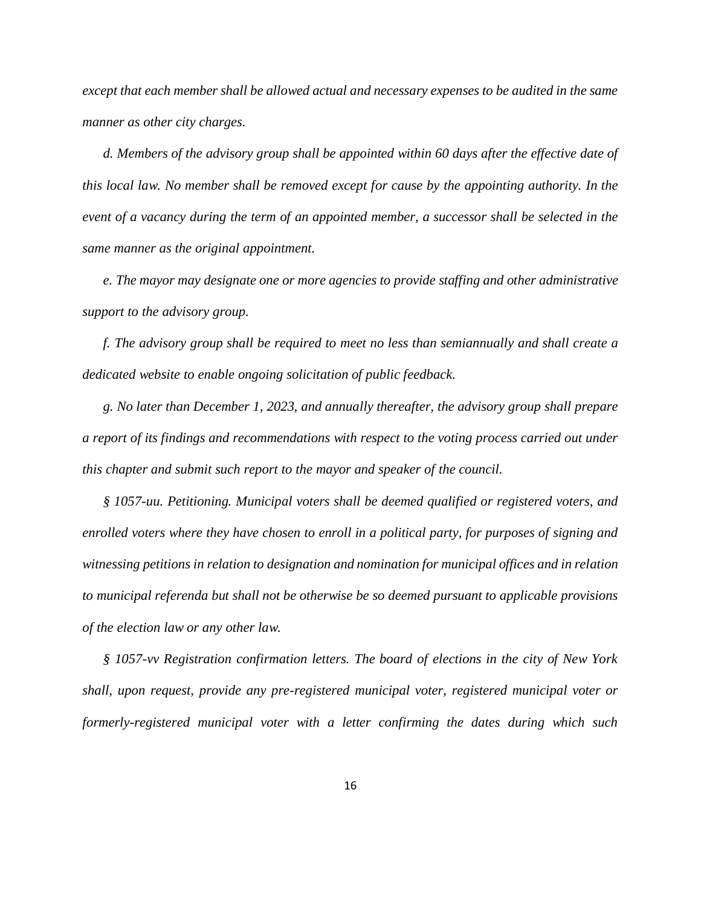*except that each member shall be allowed actual and necessary expenses to be audited in the same manner as other city charges.*

*d. Members of the advisory group shall be appointed within 60 days after the effective date of this local law. No member shall be removed except for cause by the appointing authority. In the event of a vacancy during the term of an appointed member, a successor shall be selected in the same manner as the original appointment.*

*e. The mayor may designate one or more agencies to provide staffing and other administrative support to the advisory group.*

*f. The advisory group shall be required to meet no less than semiannually and shall create a dedicated website to enable ongoing solicitation of public feedback.*

*g. No later than December 1, 2023, and annually thereafter, the advisory group shall prepare a report of its findings and recommendations with respect to the voting process carried out under this chapter and submit such report to the mayor and speaker of the council.*

*§ 1057-uu. Petitioning. Municipal voters shall be deemed qualified or registered voters, and enrolled voters where they have chosen to enroll in a political party, for purposes of signing and witnessing petitions in relation to designation and nomination for municipal offices and in relation to municipal referenda but shall not be otherwise be so deemed pursuant to applicable provisions of the election law or any other law.*

*§ 1057-vv Registration confirmation letters. The board of elections in the city of New York shall, upon request, provide any pre-registered municipal voter, registered municipal voter or formerly-registered municipal voter with a letter confirming the dates during which such*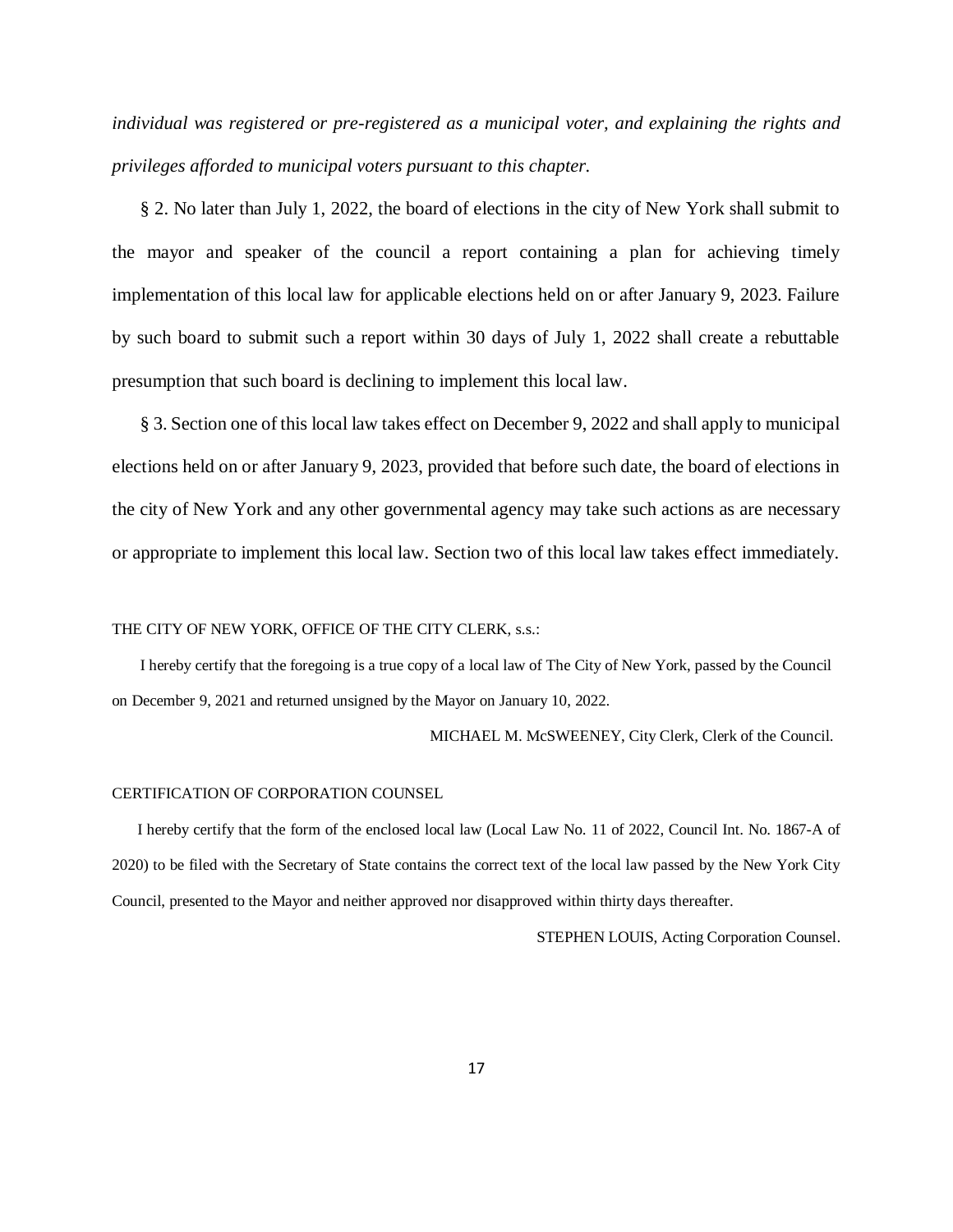*individual was registered or pre-registered as a municipal voter, and explaining the rights and privileges afforded to municipal voters pursuant to this chapter.*

§ 2. No later than July 1, 2022, the board of elections in the city of New York shall submit to the mayor and speaker of the council a report containing a plan for achieving timely implementation of this local law for applicable elections held on or after January 9, 2023. Failure by such board to submit such a report within 30 days of July 1, 2022 shall create a rebuttable presumption that such board is declining to implement this local law.

§ 3. Section one of this local law takes effect on December 9, 2022 and shall apply to municipal elections held on or after January 9, 2023, provided that before such date, the board of elections in the city of New York and any other governmental agency may take such actions as are necessary or appropriate to implement this local law. Section two of this local law takes effect immediately.

THE CITY OF NEW YORK, OFFICE OF THE CITY CLERK, s.s.:

I hereby certify that the foregoing is a true copy of a local law of The City of New York, passed by the Council on December 9, 2021 and returned unsigned by the Mayor on January 10, 2022.

MICHAEL M. McSWEENEY, City Clerk, Clerk of the Council.

CERTIFICATION OF CORPORATION COUNSEL

I hereby certify that the form of the enclosed local law (Local Law No. 11 of 2022, Council Int. No. 1867-A of 2020) to be filed with the Secretary of State contains the correct text of the local law passed by the New York City Council, presented to the Mayor and neither approved nor disapproved within thirty days thereafter.

STEPHEN LOUIS, Acting Corporation Counsel.